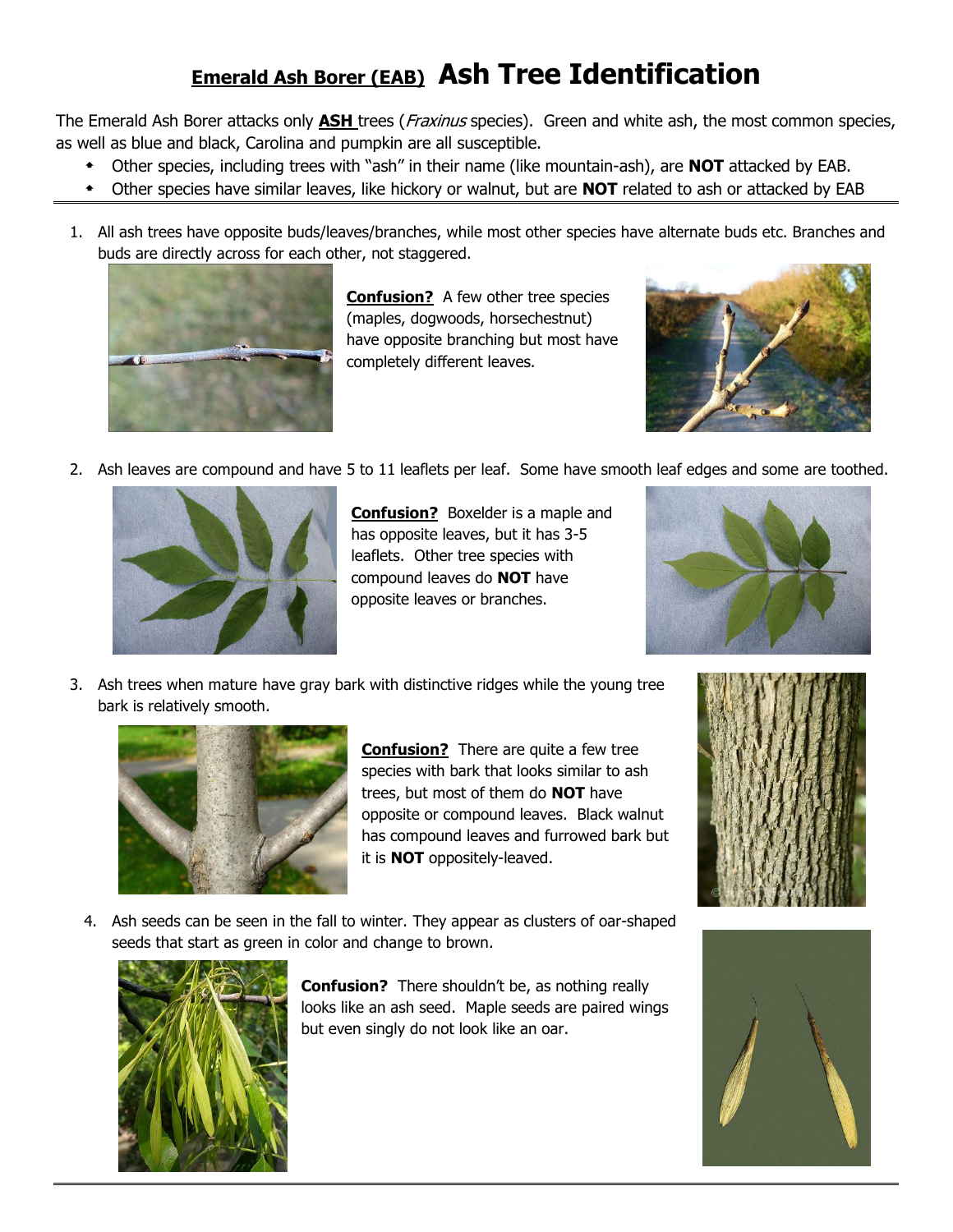# **Emerald Ash Borer (EAB)** **Ash Tree Identification**

The Emerald Ash Borer attacks only **ASH** trees (*Fraxinus* species). Green and white ash, the most common species, as well as blue and black, Carolina and pumpkin are all susceptible.

- Other species, including trees with "ash" in their name (like mountain-ash), are **NOT** attacked by EAB.
- Other species have similar leaves, like hickory or walnut, but are **NOT** related to ash or attacked by EAB

---

1. All ash trees have opposite buds/leaves/branches, while most other species have alternate buds etc. Branches and buds are directly across for each other, not staggered.

   **Confusion?** A few other tree species (maples, dogwoods, horsechestnut) have opposite branching but most have completely different leaves.

2. Ash leaves are compound and have 5 to 11 leaflets per leaf. Some have smooth leaf edges and some are toothed.

   **Confusion?** Boxelder is a maple and has opposite leaves, but it has 3-5 leaflets. Other tree species with compound leaves do **NOT** have opposite leaves or branches.

3. Ash trees when mature have gray bark with distinctive ridges while the young tree bark is relatively smooth.

   **Confusion?** There are quite a few tree species with bark that looks similar to ash trees, but most of them do **NOT** have opposite or compound leaves. Black walnut has compound leaves and furrowed bark but it is **NOT** oppositely-leaved.

4. Ash seeds can be seen in the fall to winter. They appear as clusters of oar-shaped seeds that start as green in color and change to brown.

   **Confusion?** There shouldn't be, as nothing really looks like an ash seed. Maple seeds are paired wings but even singly do not look like an oar.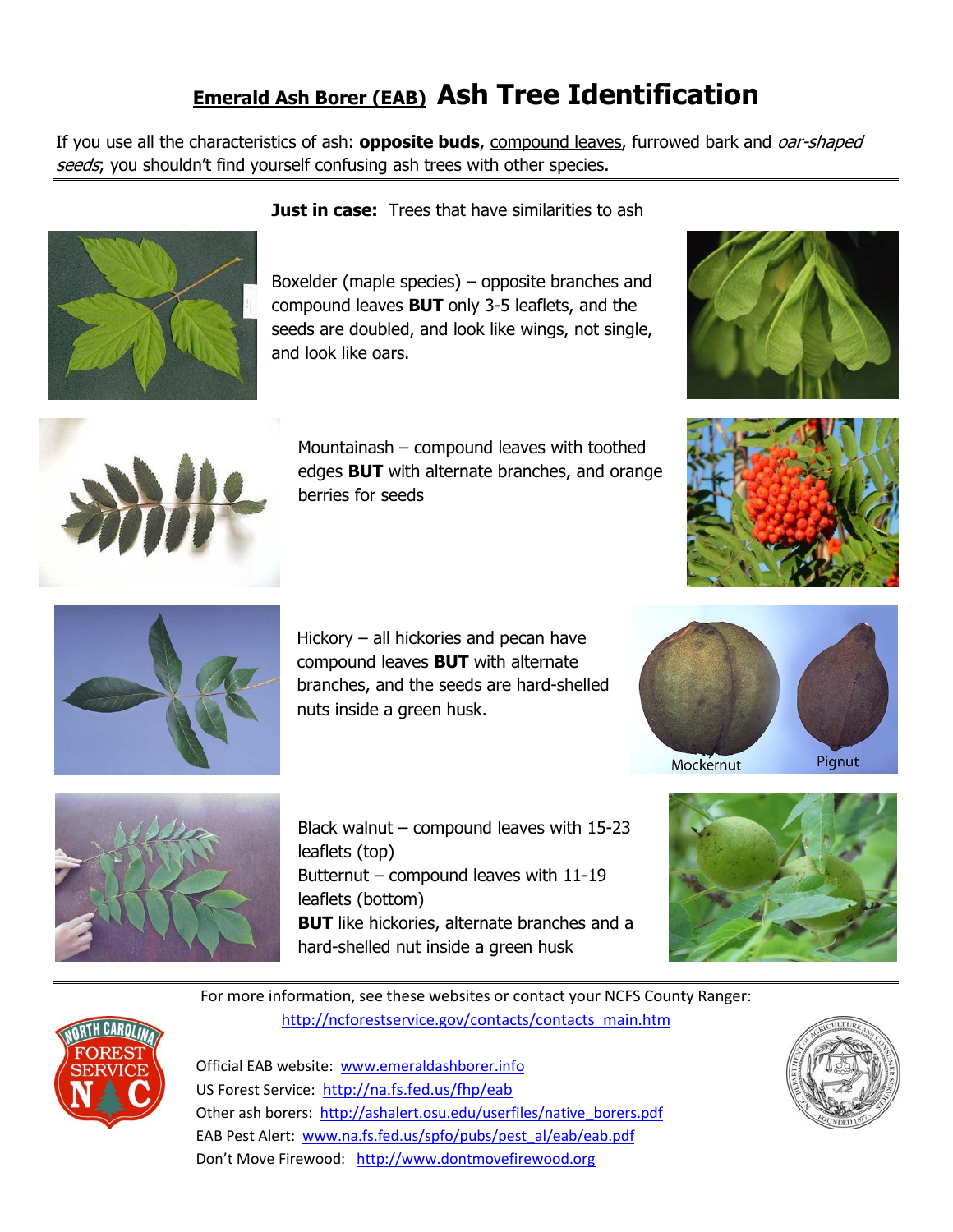# Emerald Ash Borer (EAB) Ash Tree Identification

If you use all the characteristics of ash: **opposite buds**, compound leaves, furrowed bark and *oar-shaped seeds*; you shouldn't find yourself confusing ash trees with other species.

**Just in case:** Trees that have similarities to ash

Boxelder (maple species) – opposite branches and compound leaves **BUT** only 3-5 leaflets, and the seeds are doubled, and look like wings, not single, and look like oars.

Mountainash – compound leaves with toothed edges **BUT** with alternate branches, and orange berries for seeds

Hickory – all hickories and pecan have compound leaves **BUT** with alternate branches, and the seeds are hard-shelled nuts inside a green husk.

Mockernut

Pignut

Black walnut – compound leaves with 15-23 leaflets (top)
Butternut – compound leaves with 11-19 leaflets (bottom)
**BUT** like hickories, alternate branches and a hard-shelled nut inside a green husk

---

For more information, see these websites or contact your NCFS County Ranger:
http://ncforestservice.gov/contacts/contacts_main.htm

Official EAB website: www.emeraldashborer.info
US Forest Service: http://na.fs.fed.us/fhp/eab
Other ash borers: http://ashalert.osu.edu/userfiles/native_borers.pdf
EAB Pest Alert: www.na.fs.fed.us/spfo/pubs/pest_al/eab/eab.pdf
Don't Move Firewood: http://www.dontmovefirewood.org